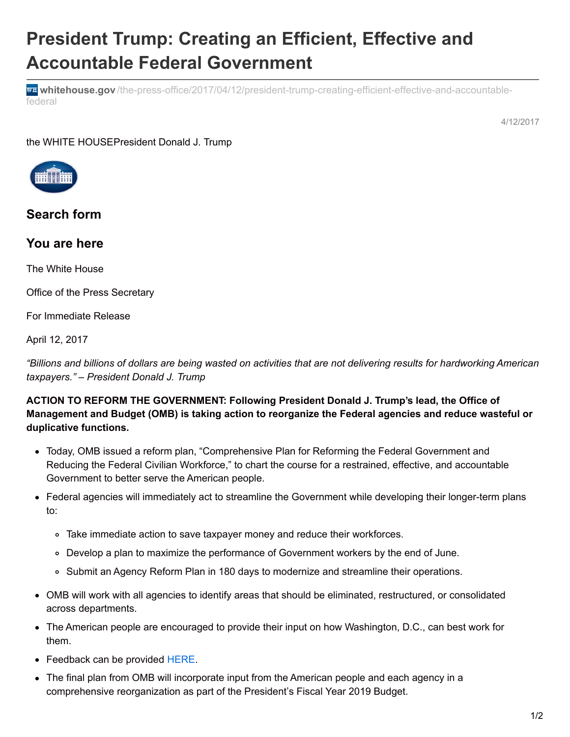# President Trump: Creating an Efficient, Effective and Accountable Federal Government

whitehouse.gov/the-press-office/2017/04/12/president-trump-creating-efficient-effective-and-accountable-federal

4/12/2017

the WHITE HOUSEPresident Donald J. Trump

## Search form

## You are here

The White House

Office of the Press Secretary

For Immediate Release

April 12, 2017

*"Billions and billions of dollars are being wasted on activities that are not delivering results for hardworking American taxpayers." – President Donald J. Trump*

**ACTION TO REFORM THE GOVERNMENT: Following President Donald J. Trump's lead, the Office of Management and Budget (OMB) is taking action to reorganize the Federal agencies and reduce wasteful or duplicative functions.**

- Today, OMB issued a reform plan, "Comprehensive Plan for Reforming the Federal Government and Reducing the Federal Civilian Workforce," to chart the course for a restrained, effective, and accountable Government to better serve the American people.
- Federal agencies will immediately act to streamline the Government while developing their longer-term plans to:
  - Take immediate action to save taxpayer money and reduce their workforces.
  - Develop a plan to maximize the performance of Government workers by the end of June.
  - Submit an Agency Reform Plan in 180 days to modernize and streamline their operations.
- OMB will work with all agencies to identify areas that should be eliminated, restructured, or consolidated across departments.
- The American people are encouraged to provide their input on how Washington, D.C., can best work for them.
- Feedback can be provided HERE.
- The final plan from OMB will incorporate input from the American people and each agency in a comprehensive reorganization as part of the President's Fiscal Year 2019 Budget.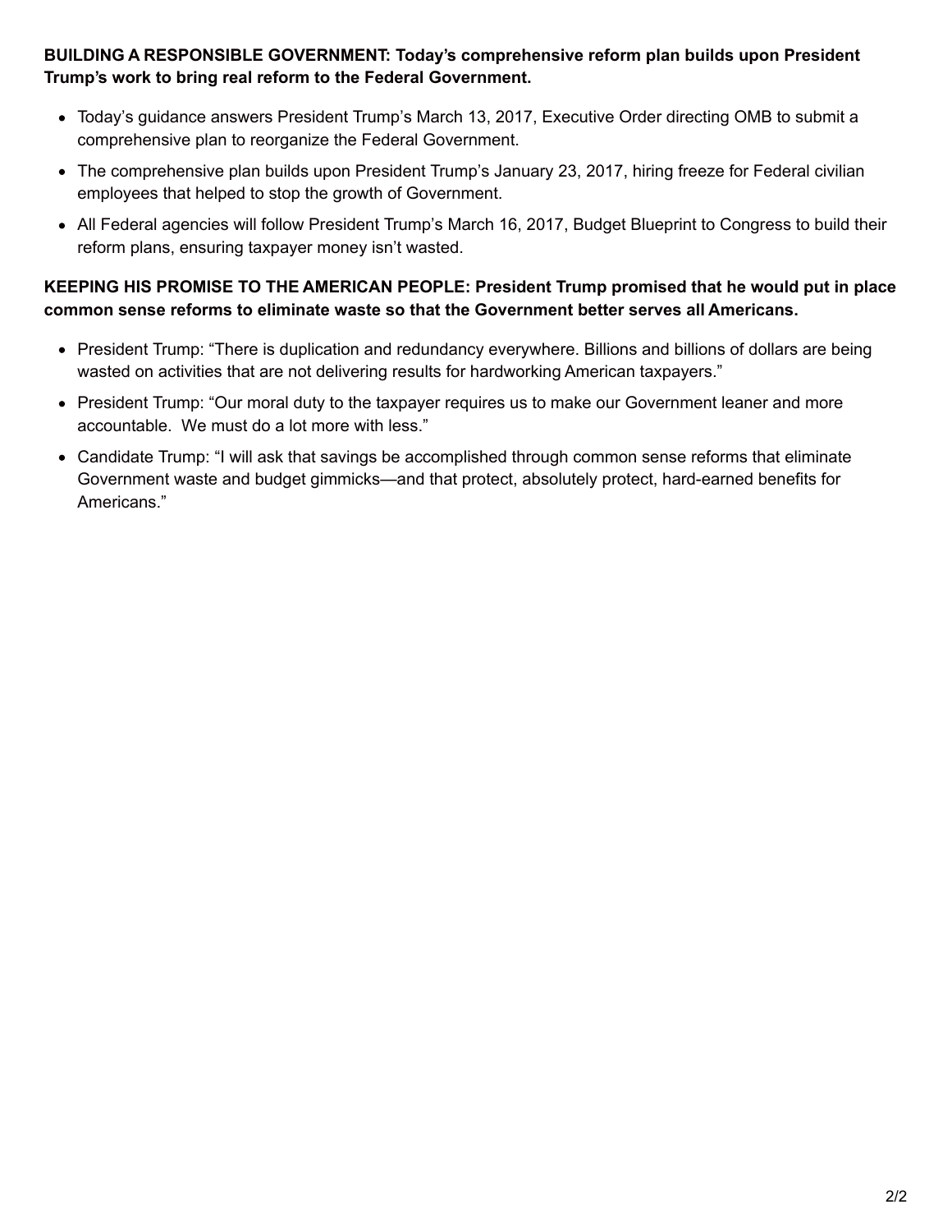**BUILDING A RESPONSIBLE GOVERNMENT: Today's comprehensive reform plan builds upon President Trump's work to bring real reform to the Federal Government.**

- Today's guidance answers President Trump's March 13, 2017, Executive Order directing OMB to submit a comprehensive plan to reorganize the Federal Government.
- The comprehensive plan builds upon President Trump's January 23, 2017, hiring freeze for Federal civilian employees that helped to stop the growth of Government.
- All Federal agencies will follow President Trump's March 16, 2017, Budget Blueprint to Congress to build their reform plans, ensuring taxpayer money isn't wasted.

**KEEPING HIS PROMISE TO THE AMERICAN PEOPLE: President Trump promised that he would put in place common sense reforms to eliminate waste so that the Government better serves all Americans.**

- President Trump: "There is duplication and redundancy everywhere. Billions and billions of dollars are being wasted on activities that are not delivering results for hardworking American taxpayers."
- President Trump: "Our moral duty to the taxpayer requires us to make our Government leaner and more accountable. We must do a lot more with less."
- Candidate Trump: "I will ask that savings be accomplished through common sense reforms that eliminate Government waste and budget gimmicks—and that protect, absolutely protect, hard-earned benefits for Americans."